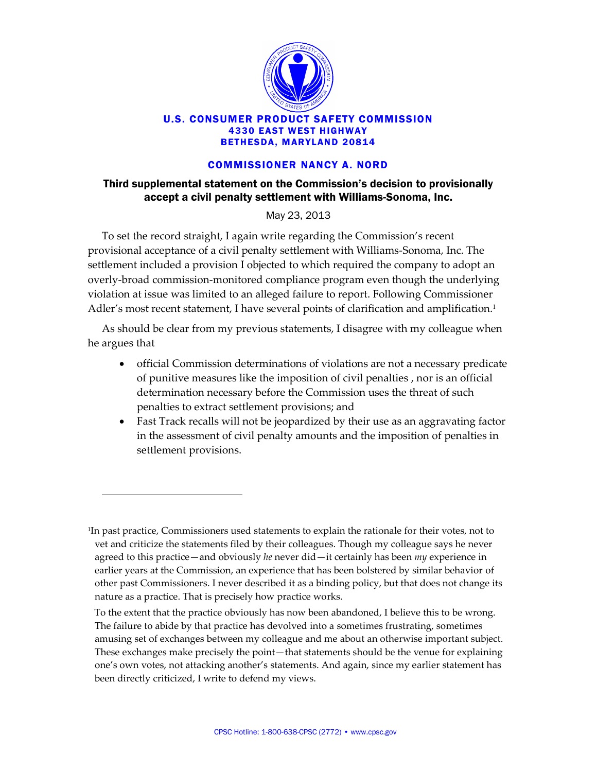# U.S. CONSUMER PRODUCT SAFETY COMMISSION
**4330 EAST WEST HIGHWAY**
**BETHESDA, MARYLAND 20814**

## COMMISSIONER NANCY A. NORD

### Third supplemental statement on the Commission's decision to provisionally accept a civil penalty settlement with Williams-Sonoma, Inc.

May 23, 2013

To set the record straight, I again write regarding the Commission's recent provisional acceptance of a civil penalty settlement with Williams-Sonoma, Inc. The settlement included a provision I objected to which required the company to adopt an overly-broad commission-monitored compliance program even though the underlying violation at issue was limited to an alleged failure to report. Following Commissioner Adler's most recent statement, I have several points of clarification and amplification.[1]

As should be clear from my previous statements, I disagree with my colleague when he argues that

- official Commission determinations of violations are not a necessary predicate of punitive measures like the imposition of civil penalties , nor is an official determination necessary before the Commission uses the threat of such penalties to extract settlement provisions; and
- Fast Track recalls will not be jeopardized by their use as an aggravating factor in the assessment of civil penalty amounts and the imposition of penalties in settlement provisions.

---

[1]In past practice, Commissioners used statements to explain the rationale for their votes, not to vet and criticize the statements filed by their colleagues. Though my colleague says he never agreed to this practice—and obviously *he* never did—it certainly has been *my* experience in earlier years at the Commission, an experience that has been bolstered by similar behavior of other past Commissioners. I never described it as a binding policy, but that does not change its nature as a practice. That is precisely how practice works.

To the extent that the practice obviously has now been abandoned, I believe this to be wrong. The failure to abide by that practice has devolved into a sometimes frustrating, sometimes amusing set of exchanges between my colleague and me about an otherwise important subject. These exchanges make precisely the point—that statements should be the venue for explaining one's own votes, not attacking another's statements. And again, since my earlier statement has been directly criticized, I write to defend my views.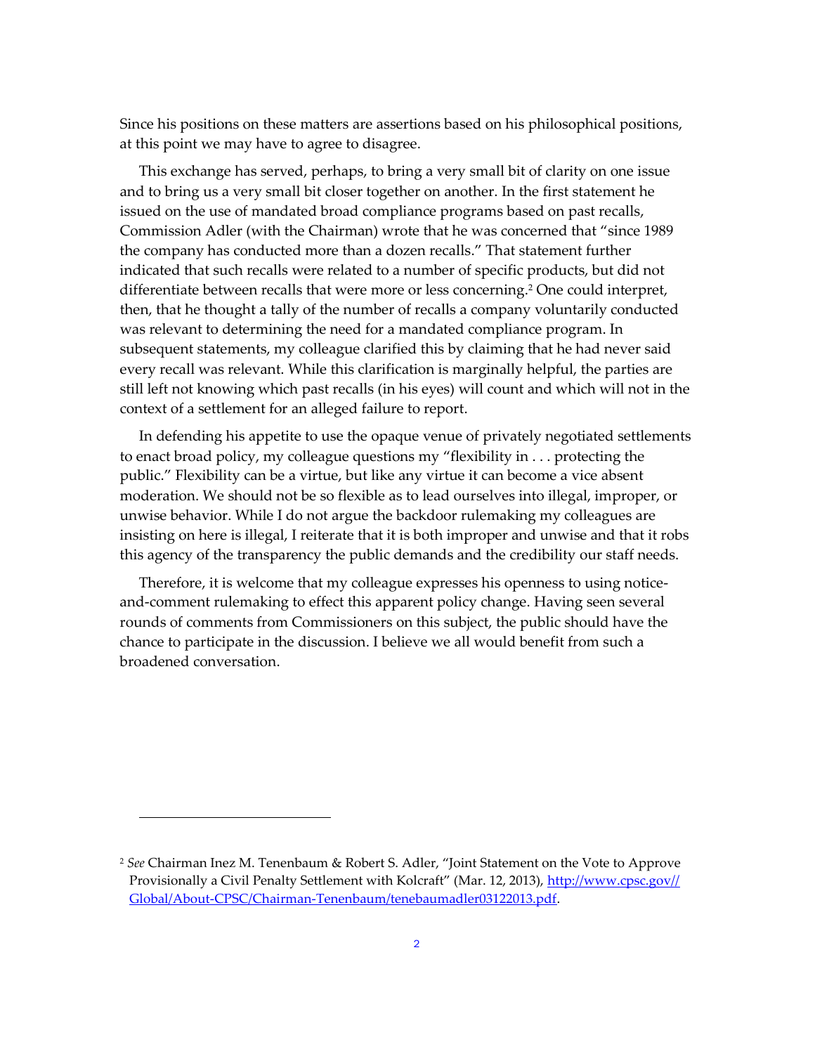Since his positions on these matters are assertions based on his philosophical positions, at this point we may have to agree to disagree.

This exchange has served, perhaps, to bring a very small bit of clarity on one issue and to bring us a very small bit closer together on another. In the first statement he issued on the use of mandated broad compliance programs based on past recalls, Commission Adler (with the Chairman) wrote that he was concerned that "since 1989 the company has conducted more than a dozen recalls." That statement further indicated that such recalls were related to a number of specific products, but did not differentiate between recalls that were more or less concerning.[2] One could interpret, then, that he thought a tally of the number of recalls a company voluntarily conducted was relevant to determining the need for a mandated compliance program. In subsequent statements, my colleague clarified this by claiming that he had never said every recall was relevant. While this clarification is marginally helpful, the parties are still left not knowing which past recalls (in his eyes) will count and which will not in the context of a settlement for an alleged failure to report.

In defending his appetite to use the opaque venue of privately negotiated settlements to enact broad policy, my colleague questions my "flexibility in . . . protecting the public." Flexibility can be a virtue, but like any virtue it can become a vice absent moderation. We should not be so flexible as to lead ourselves into illegal, improper, or unwise behavior. While I do not argue the backdoor rulemaking my colleagues are insisting on here is illegal, I reiterate that it is both improper and unwise and that it robs this agency of the transparency the public demands and the credibility our staff needs.

Therefore, it is welcome that my colleague expresses his openness to using notice-and-comment rulemaking to effect this apparent policy change. Having seen several rounds of comments from Commissioners on this subject, the public should have the chance to participate in the discussion. I believe we all would benefit from such a broadened conversation.

---

[2] *See* Chairman Inez M. Tenenbaum & Robert S. Adler, "Joint Statement on the Vote to Approve Provisionally a Civil Penalty Settlement with Kolcraft" (Mar. 12, 2013), [http://www.cpsc.gov//Global/About-CPSC/Chairman-Tenenbaum/tenebaumadler03122013.pdf](http://www.cpsc.gov//Global/About-CPSC/Chairman-Tenenbaum/tenebaumadler03122013.pdf).